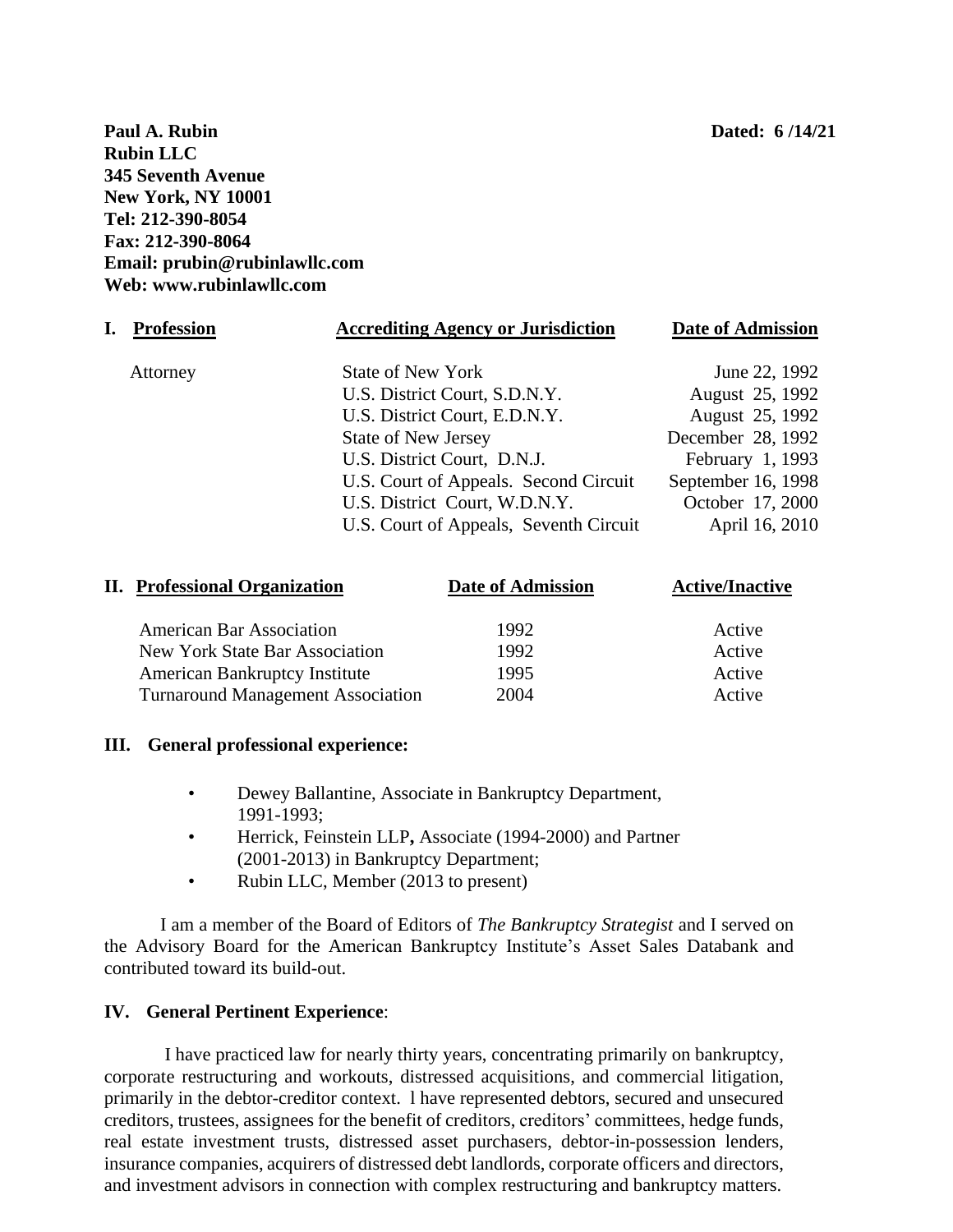**Paul A. Rubin**
**Rubin LLC**
**345 Seventh Avenue**
**New York, NY 10001**
**Tel: 212-390-8054**
**Fax: 212-390-8064**
**Email: prubin@rubinlawllc.com**
**Web: www.rubinlawllc.com**

**Dated: 6 /14/21**

| **I. Profession** | **Accrediting Agency or Jurisdiction** | **Date of Admission** |
|---|---|---|
| Attorney | State of New York | June 22, 1992 |
| | U.S. District Court, S.D.N.Y. | August 25, 1992 |
| | U.S. District Court, E.D.N.Y. | August 25, 1992 |
| | State of New Jersey | December 28, 1992 |
| | U.S. District Court, D.N.J. | February 1, 1993 |
| | U.S. Court of Appeals. Second Circuit | September 16, 1998 |
| | U.S. District Court, W.D.N.Y. | October 17, 2000 |
| | U.S. Court of Appeals, Seventh Circuit | April 16, 2010 |

| **II. Professional Organization** | **Date of Admission** | **Active/Inactive** |
|---|---|---|
| American Bar Association | 1992 | Active |
| New York State Bar Association | 1992 | Active |
| American Bankruptcy Institute | 1995 | Active |
| Turnaround Management Association | 2004 | Active |

## III. General professional experience:

- Dewey Ballantine, Associate in Bankruptcy Department, 1991-1993;
- Herrick, Feinstein LLP**,** Associate (1994-2000) and Partner (2001-2013) in Bankruptcy Department;
- Rubin LLC, Member (2013 to present)

I am a member of the Board of Editors of *The Bankruptcy Strategist* and I served on the Advisory Board for the American Bankruptcy Institute's Asset Sales Databank and contributed toward its build-out.

## IV. General Pertinent Experience:

I have practiced law for nearly thirty years, concentrating primarily on bankruptcy, corporate restructuring and workouts, distressed acquisitions, and commercial litigation, primarily in the debtor-creditor context. I have represented debtors, secured and unsecured creditors, trustees, assignees for the benefit of creditors, creditors' committees, hedge funds, real estate investment trusts, distressed asset purchasers, debtor-in-possession lenders, insurance companies, acquirers of distressed debt landlords, corporate officers and directors, and investment advisors in connection with complex restructuring and bankruptcy matters.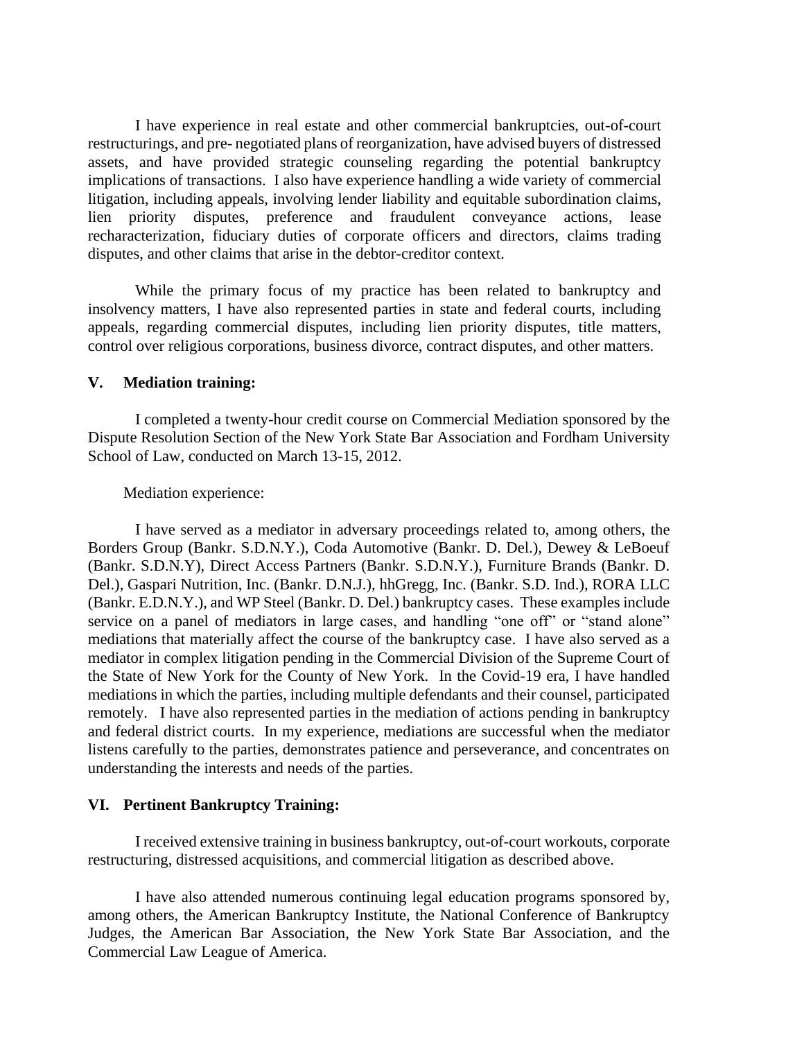I have experience in real estate and other commercial bankruptcies, out-of-court restructurings, and pre- negotiated plans of reorganization, have advised buyers of distressed assets, and have provided strategic counseling regarding the potential bankruptcy implications of transactions. I also have experience handling a wide variety of commercial litigation, including appeals, involving lender liability and equitable subordination claims, lien priority disputes, preference and fraudulent conveyance actions, lease recharacterization, fiduciary duties of corporate officers and directors, claims trading disputes, and other claims that arise in the debtor-creditor context.

While the primary focus of my practice has been related to bankruptcy and insolvency matters, I have also represented parties in state and federal courts, including appeals, regarding commercial disputes, including lien priority disputes, title matters, control over religious corporations, business divorce, contract disputes, and other matters.

## V. Mediation training:

I completed a twenty-hour credit course on Commercial Mediation sponsored by the Dispute Resolution Section of the New York State Bar Association and Fordham University School of Law, conducted on March 13-15, 2012.

Mediation experience:

I have served as a mediator in adversary proceedings related to, among others, the Borders Group (Bankr. S.D.N.Y.), Coda Automotive (Bankr. D. Del.), Dewey & LeBoeuf (Bankr. S.D.N.Y), Direct Access Partners (Bankr. S.D.N.Y.), Furniture Brands (Bankr. D. Del.), Gaspari Nutrition, Inc. (Bankr. D.N.J.), hhGregg, Inc. (Bankr. S.D. Ind.), RORA LLC (Bankr. E.D.N.Y.), and WP Steel (Bankr. D. Del.) bankruptcy cases. These examples include service on a panel of mediators in large cases, and handling "one off" or "stand alone" mediations that materially affect the course of the bankruptcy case. I have also served as a mediator in complex litigation pending in the Commercial Division of the Supreme Court of the State of New York for the County of New York. In the Covid-19 era, I have handled mediations in which the parties, including multiple defendants and their counsel, participated remotely. I have also represented parties in the mediation of actions pending in bankruptcy and federal district courts. In my experience, mediations are successful when the mediator listens carefully to the parties, demonstrates patience and perseverance, and concentrates on understanding the interests and needs of the parties.

## VI. Pertinent Bankruptcy Training:

I received extensive training in business bankruptcy, out-of-court workouts, corporate restructuring, distressed acquisitions, and commercial litigation as described above.

I have also attended numerous continuing legal education programs sponsored by, among others, the American Bankruptcy Institute, the National Conference of Bankruptcy Judges, the American Bar Association, the New York State Bar Association, and the Commercial Law League of America.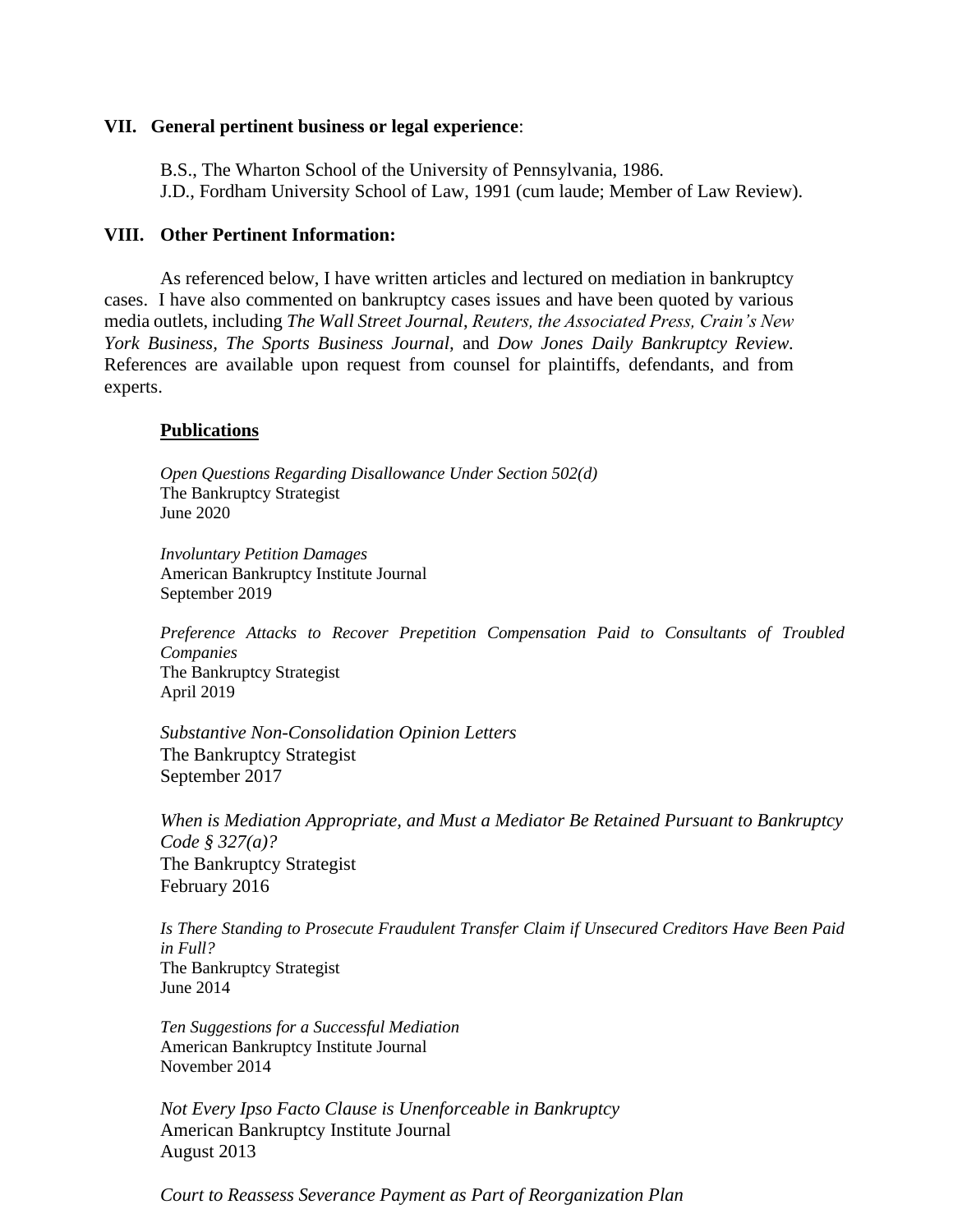## VII. General pertinent business or legal experience:

B.S., The Wharton School of the University of Pennsylvania, 1986.
J.D., Fordham University School of Law, 1991 (cum laude; Member of Law Review).

## VIII. Other Pertinent Information:

As referenced below, I have written articles and lectured on mediation in bankruptcy cases. I have also commented on bankruptcy cases issues and have been quoted by various media outlets, including *The Wall Street Journal*, *Reuters, the Associated Press, Crain's New York Business, The Sports Business Journal,* and *Dow Jones Daily Bankruptcy Review*. References are available upon request from counsel for plaintiffs, defendants, and from experts.

### Publications

*Open Questions Regarding Disallowance Under Section 502(d)*
The Bankruptcy Strategist
June 2020

*Involuntary Petition Damages*
American Bankruptcy Institute Journal
September 2019

*Preference Attacks to Recover Prepetition Compensation Paid to Consultants of Troubled Companies*
The Bankruptcy Strategist
April 2019

*Substantive Non-Consolidation Opinion Letters*
The Bankruptcy Strategist
September 2017

*When is Mediation Appropriate, and Must a Mediator Be Retained Pursuant to Bankruptcy Code § 327(a)?*
The Bankruptcy Strategist
February 2016

*Is There Standing to Prosecute Fraudulent Transfer Claim if Unsecured Creditors Have Been Paid in Full?*
The Bankruptcy Strategist
June 2014

*Ten Suggestions for a Successful Mediation*
American Bankruptcy Institute Journal
November 2014

*Not Every Ipso Facto Clause is Unenforceable in Bankruptcy*
American Bankruptcy Institute Journal
August 2013

*Court to Reassess Severance Payment as Part of Reorganization Plan*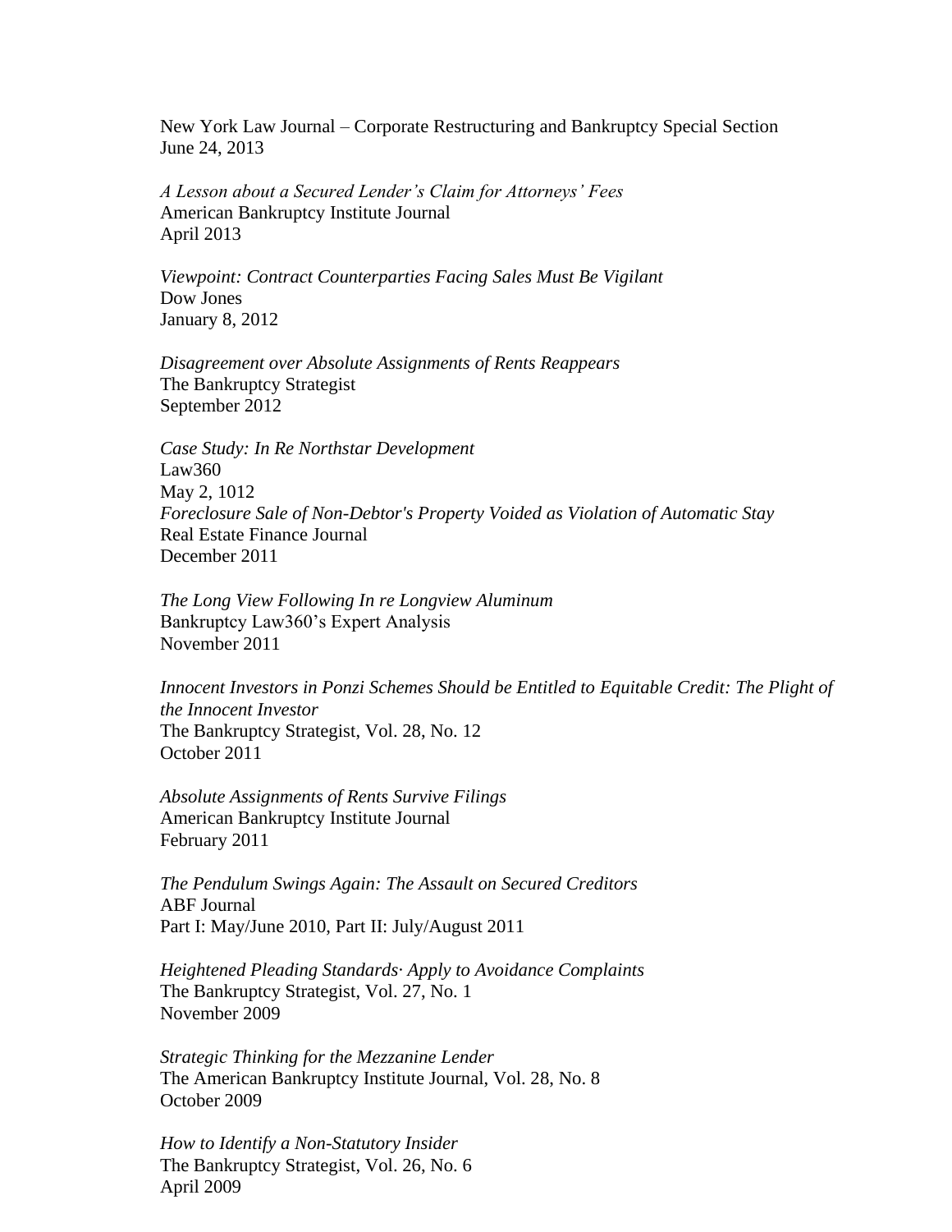New York Law Journal – Corporate Restructuring and Bankruptcy Special Section
June 24, 2013

*A Lesson about a Secured Lender's Claim for Attorneys' Fees*
American Bankruptcy Institute Journal
April 2013

*Viewpoint: Contract Counterparties Facing Sales Must Be Vigilant*
Dow Jones
January 8, 2012

*Disagreement over Absolute Assignments of Rents Reappears*
The Bankruptcy Strategist
September 2012

*Case Study: In Re Northstar Development*
Law360
May 2, 1012
*Foreclosure Sale of Non-Debtor's Property Voided as Violation of Automatic Stay*
Real Estate Finance Journal
December 2011

*The Long View Following In re Longview Aluminum*
Bankruptcy Law360's Expert Analysis
November 2011

*Innocent Investors in Ponzi Schemes Should be Entitled to Equitable Credit: The Plight of the Innocent Investor*
The Bankruptcy Strategist, Vol. 28, No. 12
October 2011

*Absolute Assignments of Rents Survive Filings*
American Bankruptcy Institute Journal
February 2011

*The Pendulum Swings Again: The Assault on Secured Creditors*
ABF Journal
Part I: May/June 2010, Part II: July/August 2011

*Heightened Pleading Standards· Apply to Avoidance Complaints*
The Bankruptcy Strategist, Vol. 27, No. 1
November 2009

*Strategic Thinking for the Mezzanine Lender*
The American Bankruptcy Institute Journal, Vol. 28, No. 8
October 2009

*How to Identify a Non-Statutory Insider*
The Bankruptcy Strategist, Vol. 26, No. 6
April 2009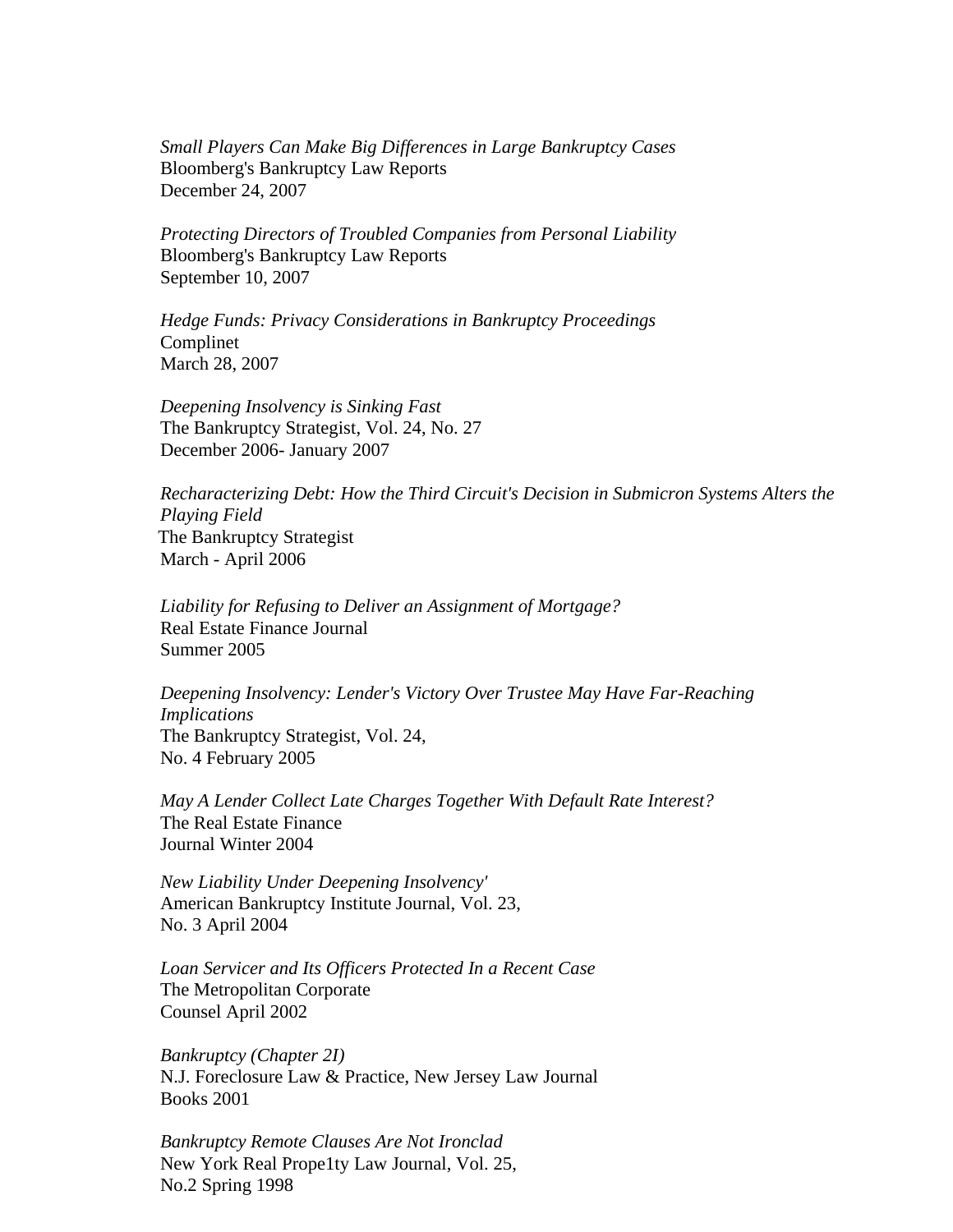*Small Players Can Make Big Differences in Large Bankruptcy Cases*
Bloomberg's Bankruptcy Law Reports
December 24, 2007

*Protecting Directors of Troubled Companies from Personal Liability*
Bloomberg's Bankruptcy Law Reports
September 10, 2007

*Hedge Funds: Privacy Considerations in Bankruptcy Proceedings*
Complinet
March 28, 2007

*Deepening Insolvency is Sinking Fast*
The Bankruptcy Strategist, Vol. 24, No. 27
December 2006- January 2007

*Recharacterizing Debt: How the Third Circuit's Decision in Submicron Systems Alters the Playing Field*
The Bankruptcy Strategist
March - April 2006

*Liability for Refusing to Deliver an Assignment of Mortgage?*
Real Estate Finance Journal
Summer 2005

*Deepening Insolvency: Lender's Victory Over Trustee May Have Far-Reaching Implications*
The Bankruptcy Strategist, Vol. 24,
No. 4 February 2005

*May A Lender Collect Late Charges Together With Default Rate Interest?*
The Real Estate Finance
Journal Winter 2004

*New Liability Under Deepening Insolvency'*
American Bankruptcy Institute Journal, Vol. 23,
No. 3 April 2004

*Loan Servicer and Its Officers Protected In a Recent Case*
The Metropolitan Corporate
Counsel April 2002

*Bankruptcy (Chapter 2I)*
N.J. Foreclosure Law & Practice, New Jersey Law Journal
Books 2001

*Bankruptcy Remote Clauses Are Not Ironclad*
New York Real Prope1ty Law Journal, Vol. 25,
No.2 Spring 1998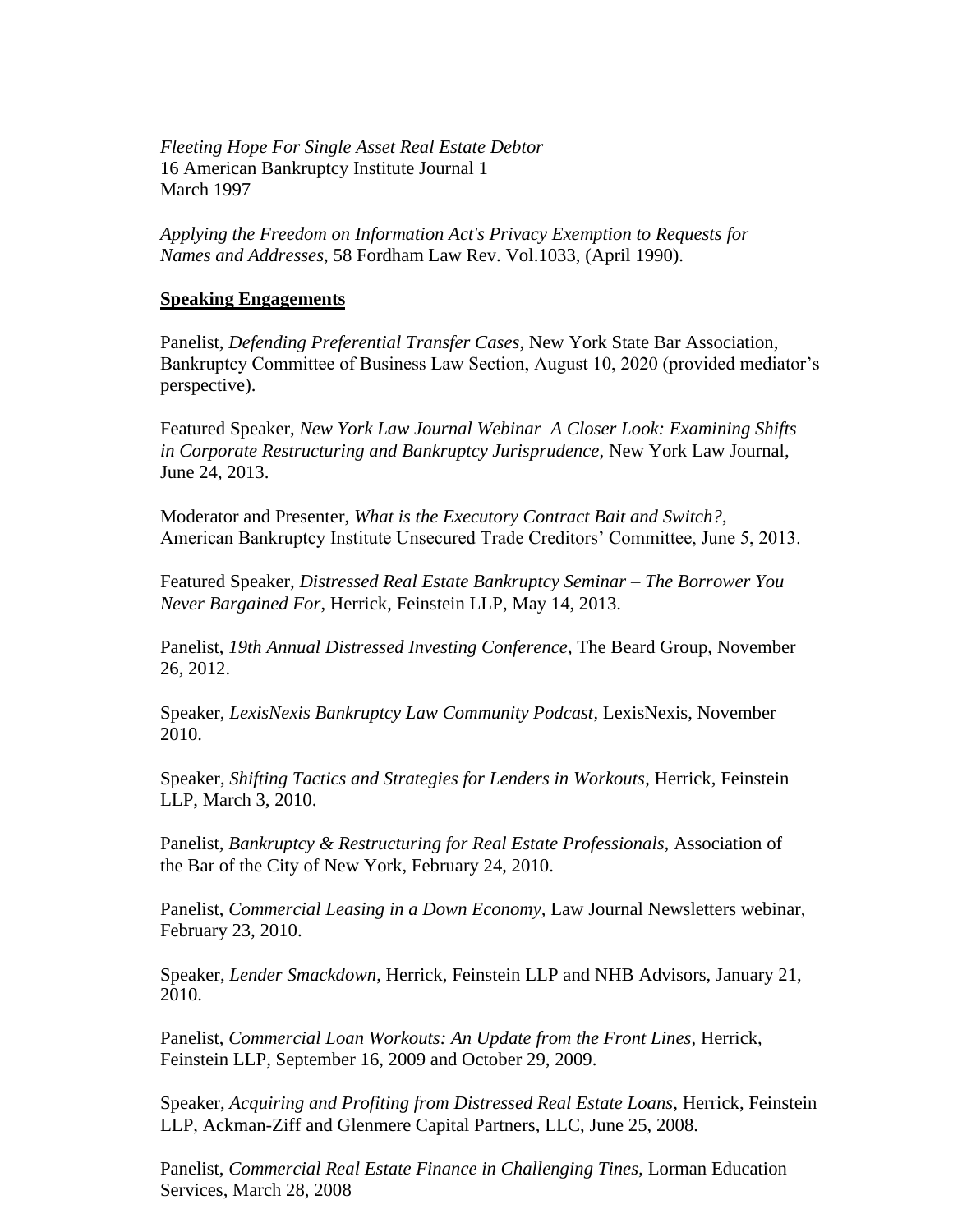*Fleeting Hope For Single Asset Real Estate Debtor*
16 American Bankruptcy Institute Journal 1
March 1997

*Applying the Freedom on Information Act's Privacy Exemption to Requests for Names and Addresses*, 58 Fordham Law Rev. Vol.1033, (April 1990).

**Speaking Engagements**

Panelist, *Defending Preferential Transfer Cases*, New York State Bar Association, Bankruptcy Committee of Business Law Section, August 10, 2020 (provided mediator's perspective).

Featured Speaker, *New York Law Journal Webinar–A Closer Look: Examining Shifts in Corporate Restructuring and Bankruptcy Jurisprudence*, New York Law Journal, June 24, 2013.

Moderator and Presenter, *What is the Executory Contract Bait and Switch?*, American Bankruptcy Institute Unsecured Trade Creditors' Committee, June 5, 2013.

Featured Speaker, *Distressed Real Estate Bankruptcy Seminar – The Borrower You Never Bargained For*, Herrick, Feinstein LLP, May 14, 2013.

Panelist, *19th Annual Distressed Investing Conference*, The Beard Group, November 26, 2012.

Speaker, *LexisNexis Bankruptcy Law Community Podcast*, LexisNexis, November 2010.

Speaker, *Shifting Tactics and Strategies for Lenders in Workouts*, Herrick, Feinstein LLP, March 3, 2010.

Panelist, *Bankruptcy & Restructuring for Real Estate Professionals,* Association of the Bar of the City of New York, February 24, 2010.

Panelist, *Commercial Leasing in a Down Economy*, Law Journal Newsletters webinar, February 23, 2010.

Speaker, *Lender Smackdown*, Herrick, Feinstein LLP and NHB Advisors, January 21, 2010.

Panelist, *Commercial Loan Workouts: An Update from the Front Lines*, Herrick, Feinstein LLP, September 16, 2009 and October 29, 2009.

Speaker, *Acquiring and Profiting from Distressed Real Estate Loans*, Herrick, Feinstein LLP, Ackman-Ziff and Glenmere Capital Partners, LLC, June 25, 2008.

Panelist, *Commercial Real Estate Finance in Challenging Tines,* Lorman Education Services, March 28, 2008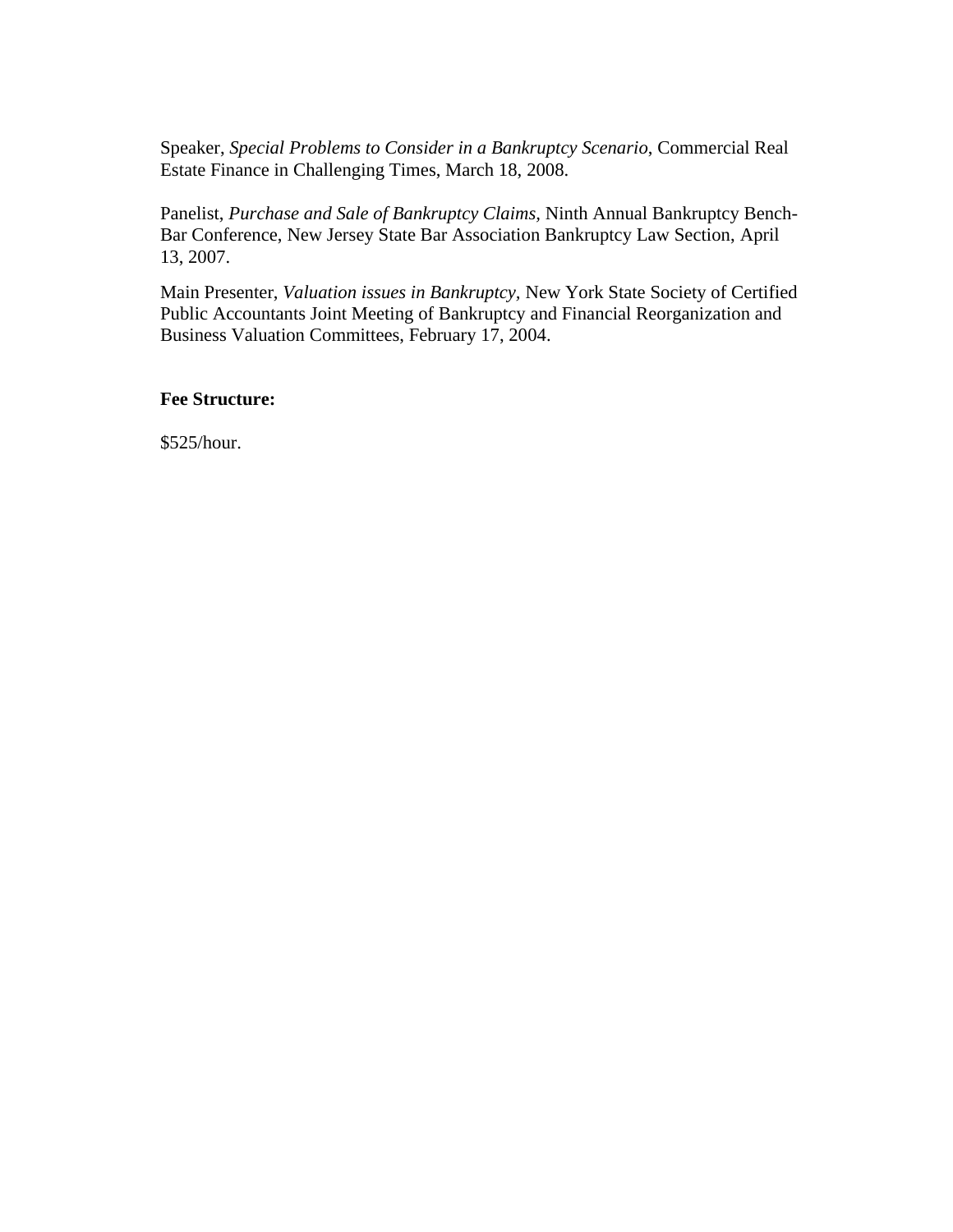Speaker, *Special Problems to Consider in a Bankruptcy Scenario*, Commercial Real Estate Finance in Challenging Times, March 18, 2008.

Panelist, *Purchase and Sale of Bankruptcy Claims*, Ninth Annual Bankruptcy Bench-Bar Conference, New Jersey State Bar Association Bankruptcy Law Section, April 13, 2007.

Main Presenter, *Valuation issues in Bankruptcy*, New York State Society of Certified Public Accountants Joint Meeting of Bankruptcy and Financial Reorganization and Business Valuation Committees, February 17, 2004.

**Fee Structure:**

$525/hour.